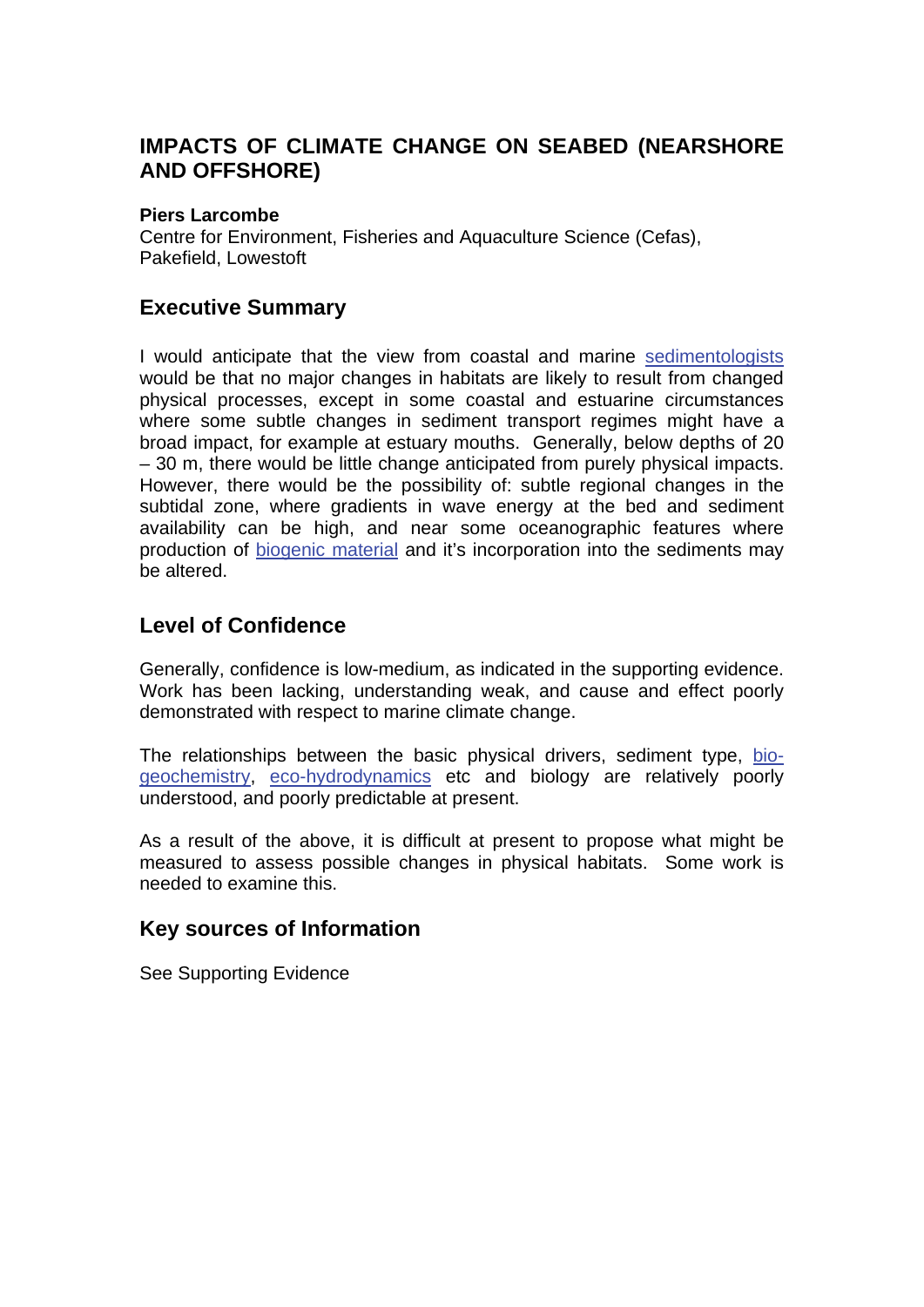# IMPACTS OF CLIMATE CHANGE ON SEABED (NEARSHORE AND OFFSHORE)

**Piers Larcombe**
Centre for Environment, Fisheries and Aquaculture Science (Cefas),
Pakefield, Lowestoft

## Executive Summary

I would anticipate that the view from coastal and marine sedimentologists would be that no major changes in habitats are likely to result from changed physical processes, except in some coastal and estuarine circumstances where some subtle changes in sediment transport regimes might have a broad impact, for example at estuary mouths. Generally, below depths of 20 – 30 m, there would be little change anticipated from purely physical impacts. However, there would be the possibility of: subtle regional changes in the subtidal zone, where gradients in wave energy at the bed and sediment availability can be high, and near some oceanographic features where production of biogenic material and it's incorporation into the sediments may be altered.

## Level of Confidence

Generally, confidence is low-medium, as indicated in the supporting evidence. Work has been lacking, understanding weak, and cause and effect poorly demonstrated with respect to marine climate change.

The relationships between the basic physical drivers, sediment type, bio-geochemistry, eco-hydrodynamics etc and biology are relatively poorly understood, and poorly predictable at present.

As a result of the above, it is difficult at present to propose what might be measured to assess possible changes in physical habitats. Some work is needed to examine this.

## Key sources of Information

See Supporting Evidence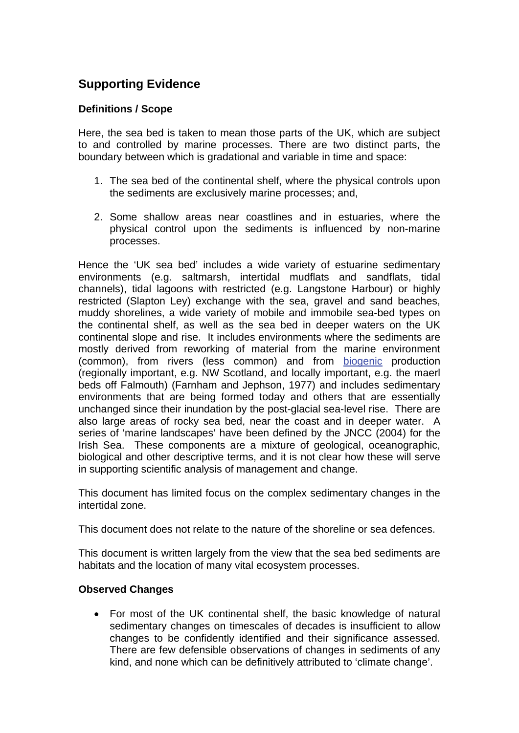## Supporting Evidence

### Definitions / Scope

Here, the sea bed is taken to mean those parts of the UK, which are subject to and controlled by marine processes. There are two distinct parts, the boundary between which is gradational and variable in time and space:

1. The sea bed of the continental shelf, where the physical controls upon the sediments are exclusively marine processes; and,

2. Some shallow areas near coastlines and in estuaries, where the physical control upon the sediments is influenced by non-marine processes.

Hence the 'UK sea bed' includes a wide variety of estuarine sedimentary environments (e.g. saltmarsh, intertidal mudflats and sandflats, tidal channels), tidal lagoons with restricted (e.g. Langstone Harbour) or highly restricted (Slapton Ley) exchange with the sea, gravel and sand beaches, muddy shorelines, a wide variety of mobile and immobile sea-bed types on the continental shelf, as well as the sea bed in deeper waters on the UK continental slope and rise. It includes environments where the sediments are mostly derived from reworking of material from the marine environment (common), from rivers (less common) and from biogenic production (regionally important, e.g. NW Scotland, and locally important, e.g. the maerl beds off Falmouth) (Farnham and Jephson, 1977) and includes sedimentary environments that are being formed today and others that are essentially unchanged since their inundation by the post-glacial sea-level rise. There are also large areas of rocky sea bed, near the coast and in deeper water. A series of 'marine landscapes' have been defined by the JNCC (2004) for the Irish Sea. These components are a mixture of geological, oceanographic, biological and other descriptive terms, and it is not clear how these will serve in supporting scientific analysis of management and change.

This document has limited focus on the complex sedimentary changes in the intertidal zone.

This document does not relate to the nature of the shoreline or sea defences.

This document is written largely from the view that the sea bed sediments are habitats and the location of many vital ecosystem processes.

### Observed Changes

- For most of the UK continental shelf, the basic knowledge of natural sedimentary changes on timescales of decades is insufficient to allow changes to be confidently identified and their significance assessed. There are few defensible observations of changes in sediments of any kind, and none which can be definitively attributed to 'climate change'.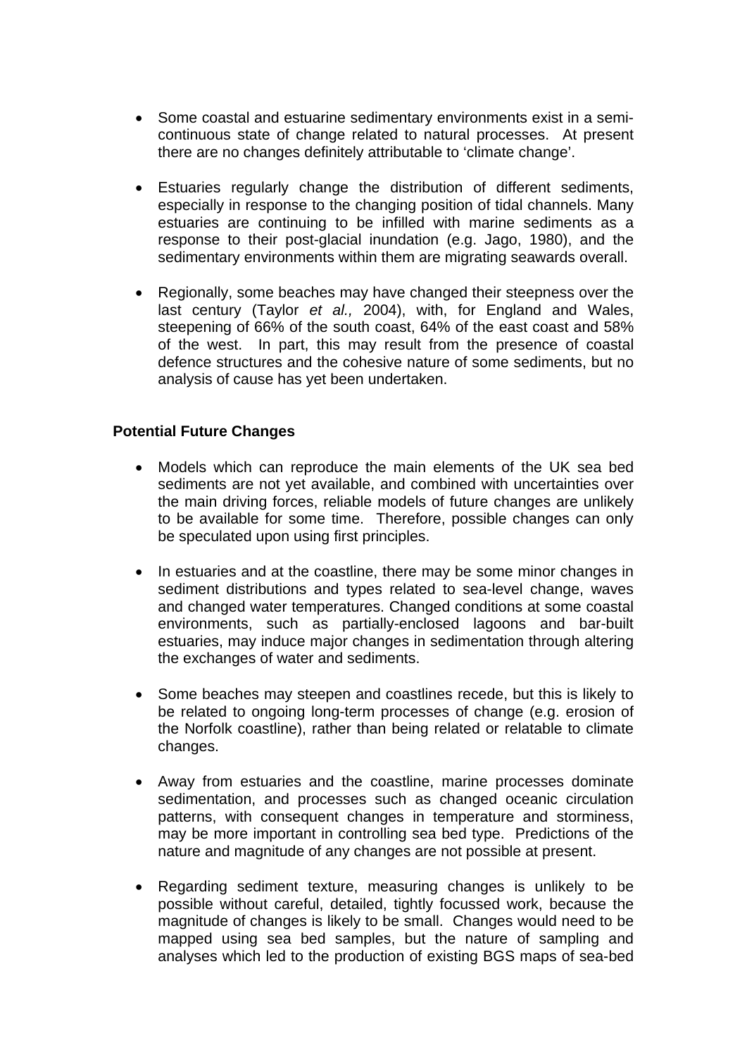- Some coastal and estuarine sedimentary environments exist in a semi-continuous state of change related to natural processes. At present there are no changes definitely attributable to 'climate change'.

- Estuaries regularly change the distribution of different sediments, especially in response to the changing position of tidal channels. Many estuaries are continuing to be infilled with marine sediments as a response to their post-glacial inundation (e.g. Jago, 1980), and the sedimentary environments within them are migrating seawards overall.

- Regionally, some beaches may have changed their steepness over the last century (Taylor *et al.,* 2004), with, for England and Wales, steepening of 66% of the south coast, 64% of the east coast and 58% of the west. In part, this may result from the presence of coastal defence structures and the cohesive nature of some sediments, but no analysis of cause has yet been undertaken.

**Potential Future Changes**

- Models which can reproduce the main elements of the UK sea bed sediments are not yet available, and combined with uncertainties over the main driving forces, reliable models of future changes are unlikely to be available for some time. Therefore, possible changes can only be speculated upon using first principles.

- In estuaries and at the coastline, there may be some minor changes in sediment distributions and types related to sea-level change, waves and changed water temperatures. Changed conditions at some coastal environments, such as partially-enclosed lagoons and bar-built estuaries, may induce major changes in sedimentation through altering the exchanges of water and sediments.

- Some beaches may steepen and coastlines recede, but this is likely to be related to ongoing long-term processes of change (e.g. erosion of the Norfolk coastline), rather than being related or relatable to climate changes.

- Away from estuaries and the coastline, marine processes dominate sedimentation, and processes such as changed oceanic circulation patterns, with consequent changes in temperature and storminess, may be more important in controlling sea bed type. Predictions of the nature and magnitude of any changes are not possible at present.

- Regarding sediment texture, measuring changes is unlikely to be possible without careful, detailed, tightly focussed work, because the magnitude of changes is likely to be small. Changes would need to be mapped using sea bed samples, but the nature of sampling and analyses which led to the production of existing BGS maps of sea-bed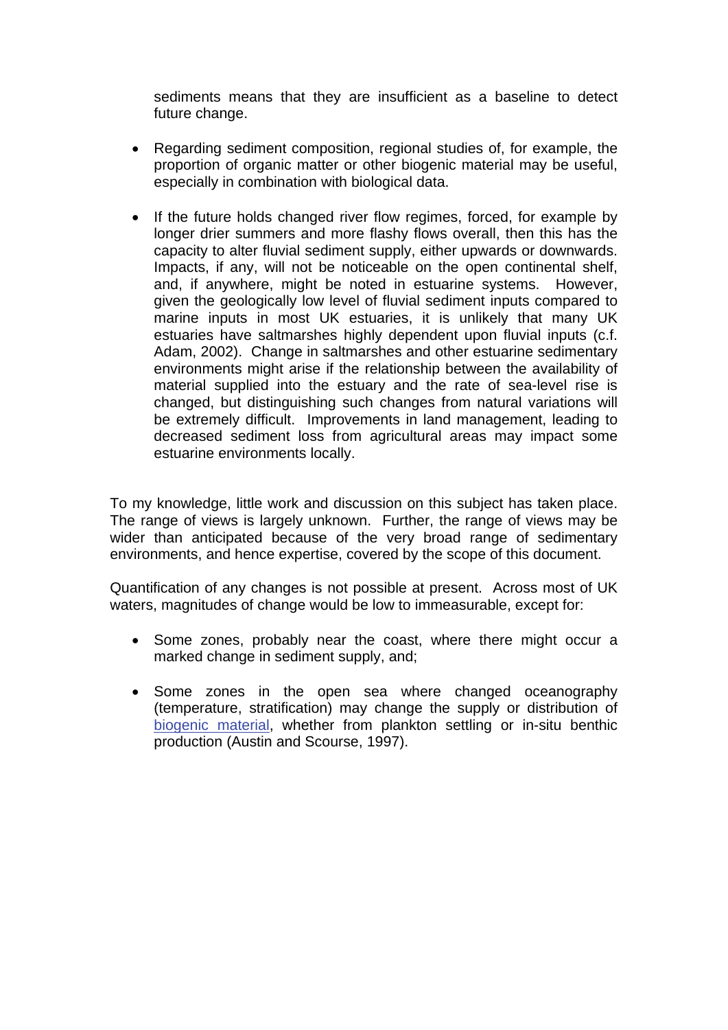sediments means that they are insufficient as a baseline to detect future change.

- Regarding sediment composition, regional studies of, for example, the proportion of organic matter or other biogenic material may be useful, especially in combination with biological data.

- If the future holds changed river flow regimes, forced, for example by longer drier summers and more flashy flows overall, then this has the capacity to alter fluvial sediment supply, either upwards or downwards. Impacts, if any, will not be noticeable on the open continental shelf, and, if anywhere, might be noted in estuarine systems. However, given the geologically low level of fluvial sediment inputs compared to marine inputs in most UK estuaries, it is unlikely that many UK estuaries have saltmarshes highly dependent upon fluvial inputs (c.f. Adam, 2002). Change in saltmarshes and other estuarine sedimentary environments might arise if the relationship between the availability of material supplied into the estuary and the rate of sea-level rise is changed, but distinguishing such changes from natural variations will be extremely difficult. Improvements in land management, leading to decreased sediment loss from agricultural areas may impact some estuarine environments locally.

To my knowledge, little work and discussion on this subject has taken place. The range of views is largely unknown. Further, the range of views may be wider than anticipated because of the very broad range of sedimentary environments, and hence expertise, covered by the scope of this document.

Quantification of any changes is not possible at present. Across most of UK waters, magnitudes of change would be low to immeasurable, except for:

- Some zones, probably near the coast, where there might occur a marked change in sediment supply, and;

- Some zones in the open sea where changed oceanography (temperature, stratification) may change the supply or distribution of biogenic material, whether from plankton settling or in-situ benthic production (Austin and Scourse, 1997).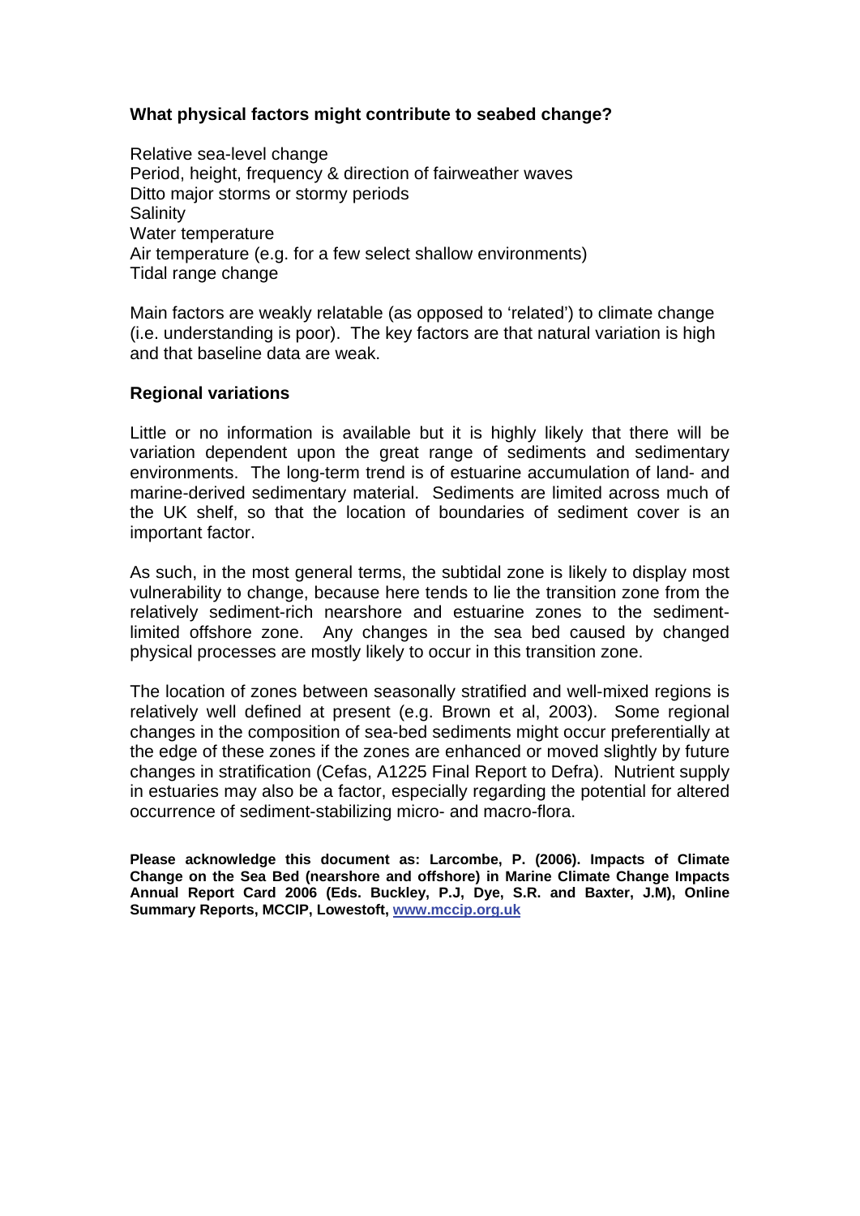### What physical factors might contribute to seabed change?

Relative sea-level change  
Period, height, frequency & direction of fairweather waves  
Ditto major storms or stormy periods  
Salinity  
Water temperature  
Air temperature (e.g. for a few select shallow environments)  
Tidal range change

Main factors are weakly relatable (as opposed to 'related') to climate change (i.e. understanding is poor). The key factors are that natural variation is high and that baseline data are weak.

### Regional variations

Little or no information is available but it is highly likely that there will be variation dependent upon the great range of sediments and sedimentary environments. The long-term trend is of estuarine accumulation of land- and marine-derived sedimentary material. Sediments are limited across much of the UK shelf, so that the location of boundaries of sediment cover is an important factor.

As such, in the most general terms, the subtidal zone is likely to display most vulnerability to change, because here tends to lie the transition zone from the relatively sediment-rich nearshore and estuarine zones to the sediment-limited offshore zone. Any changes in the sea bed caused by changed physical processes are mostly likely to occur in this transition zone.

The location of zones between seasonally stratified and well-mixed regions is relatively well defined at present (e.g. Brown et al, 2003). Some regional changes in the composition of sea-bed sediments might occur preferentially at the edge of these zones if the zones are enhanced or moved slightly by future changes in stratification (Cefas, A1225 Final Report to Defra). Nutrient supply in estuaries may also be a factor, especially regarding the potential for altered occurrence of sediment-stabilizing micro- and macro-flora.

**Please acknowledge this document as: Larcombe, P. (2006). Impacts of Climate Change on the Sea Bed (nearshore and offshore) in Marine Climate Change Impacts Annual Report Card 2006 (Eds. Buckley, P.J, Dye, S.R. and Baxter, J.M), Online Summary Reports, MCCIP, Lowestoft, www.mccip.org.uk**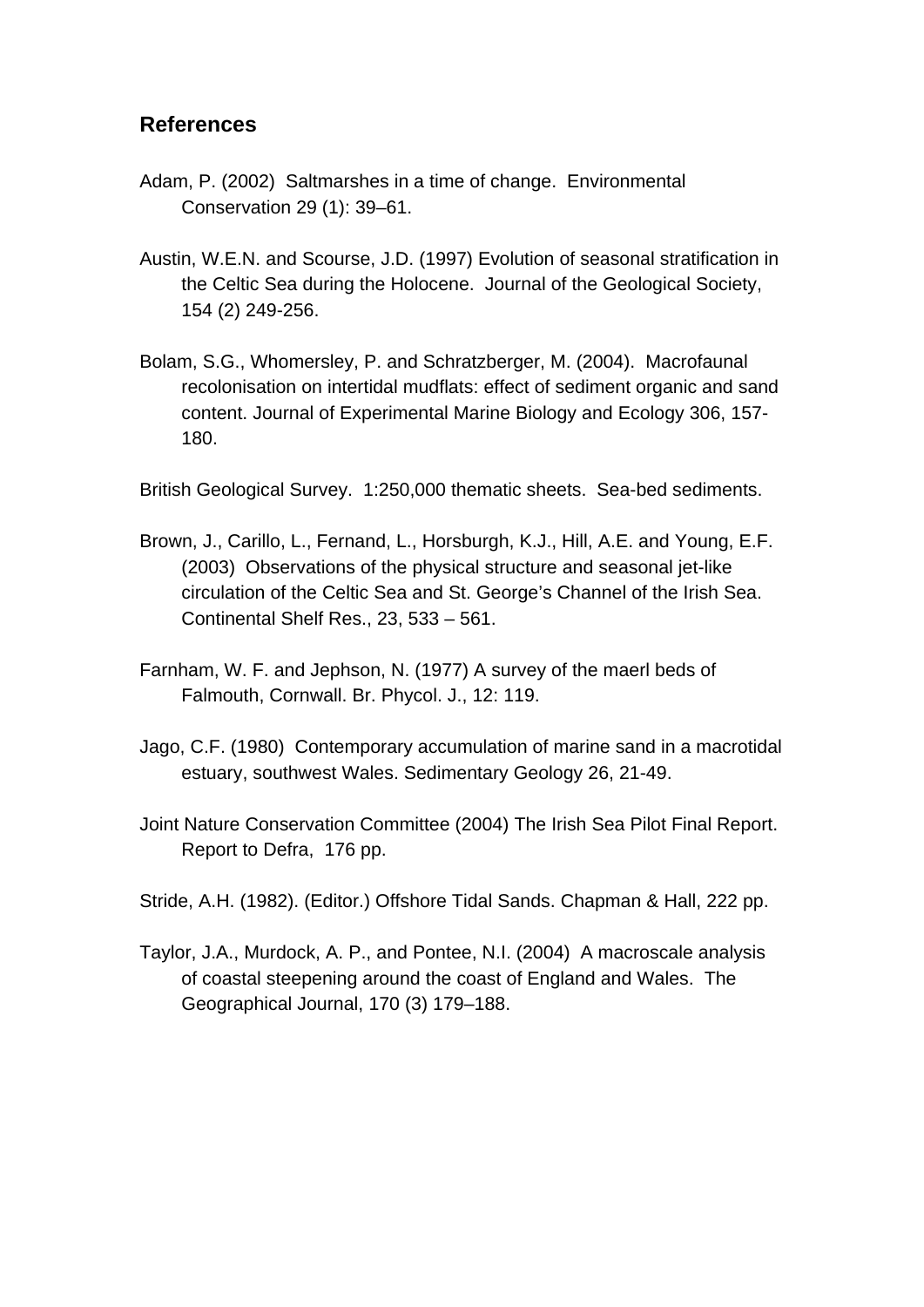## References

Adam, P. (2002) Saltmarshes in a time of change. Environmental Conservation 29 (1): 39–61.

Austin, W.E.N. and Scourse, J.D. (1997) Evolution of seasonal stratification in the Celtic Sea during the Holocene. Journal of the Geological Society, 154 (2) 249-256.

Bolam, S.G., Whomersley, P. and Schratzberger, M. (2004). Macrofaunal recolonisation on intertidal mudflats: effect of sediment organic and sand content. Journal of Experimental Marine Biology and Ecology 306, 157-180.

British Geological Survey. 1:250,000 thematic sheets. Sea-bed sediments.

Brown, J., Carillo, L., Fernand, L., Horsburgh, K.J., Hill, A.E. and Young, E.F. (2003) Observations of the physical structure and seasonal jet-like circulation of the Celtic Sea and St. George's Channel of the Irish Sea. Continental Shelf Res., 23, 533 – 561.

Farnham, W. F. and Jephson, N. (1977) A survey of the maerl beds of Falmouth, Cornwall. Br. Phycol. J., 12: 119.

Jago, C.F. (1980) Contemporary accumulation of marine sand in a macrotidal estuary, southwest Wales. Sedimentary Geology 26, 21-49.

Joint Nature Conservation Committee (2004) The Irish Sea Pilot Final Report. Report to Defra, 176 pp.

Stride, A.H. (1982). (Editor.) Offshore Tidal Sands. Chapman & Hall, 222 pp.

Taylor, J.A., Murdock, A. P., and Pontee, N.I. (2004) A macroscale analysis of coastal steepening around the coast of England and Wales. The Geographical Journal, 170 (3) 179–188.